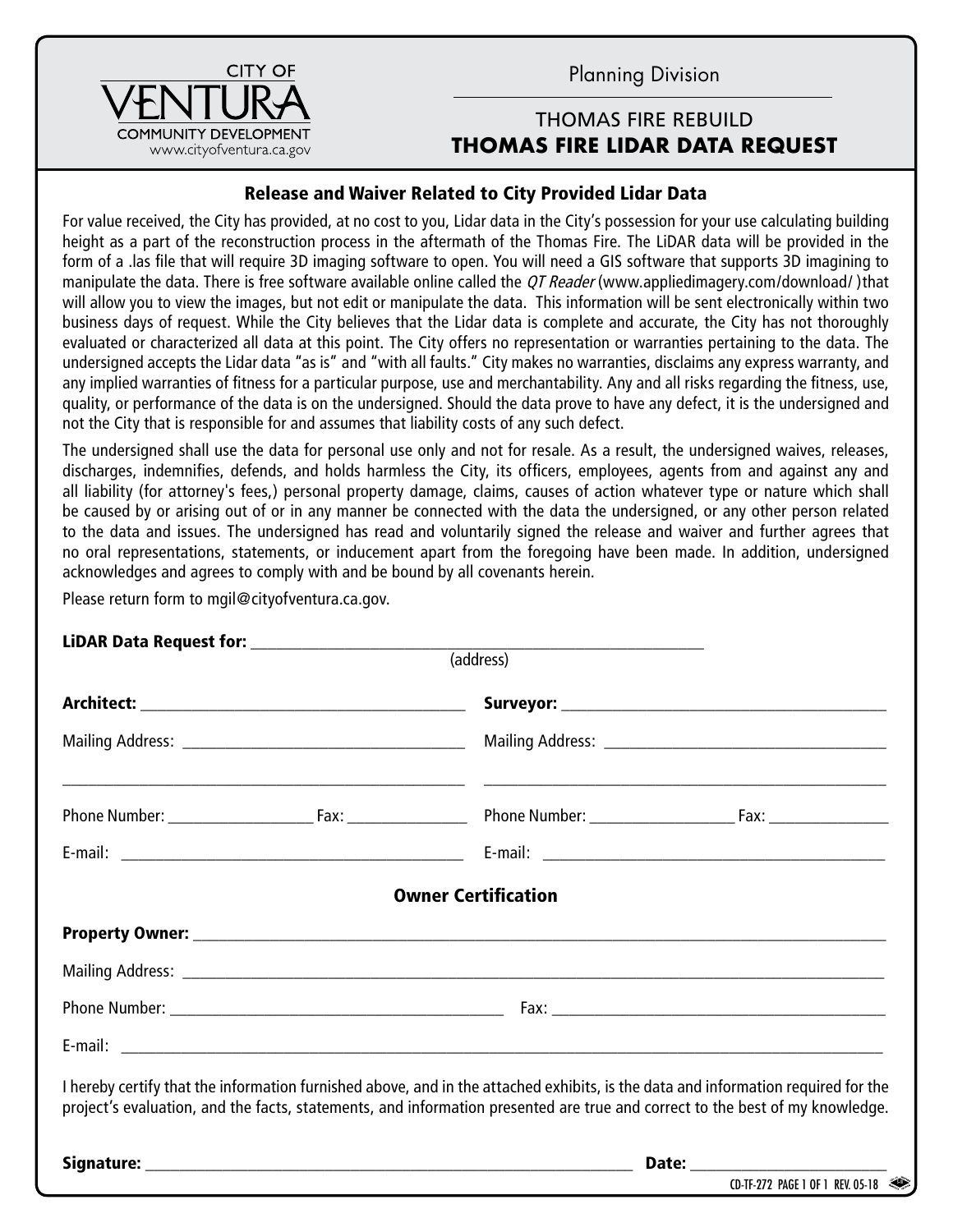CITY OF VENTURA
COMMUNITY DEVELOPMENT
www.cityofventura.ca.gov

Planning Division

THOMAS FIRE REBUILD

# THOMAS FIRE LIDAR DATA REQUEST

## Release and Waiver Related to City Provided Lidar Data

For value received, the City has provided, at no cost to you, Lidar data in the City's possession for your use calculating building height as a part of the reconstruction process in the aftermath of the Thomas Fire. The LiDAR data will be provided in the form of a .las file that will require 3D imaging software to open. You will need a GIS software that supports 3D imagining to manipulate the data. There is free software available online called the *QT Reader* (www.appliedimagery.com/download/ ) that will allow you to view the images, but not edit or manipulate the data. This information will be sent electronically within two business days of request. While the City believes that the Lidar data is complete and accurate, the City has not thoroughly evaluated or characterized all data at this point. The City offers no representation or warranties pertaining to the data. The undersigned accepts the Lidar data "as is" and "with all faults." City makes no warranties, disclaims any express warranty, and any implied warranties of fitness for a particular purpose, use and merchantability. Any and all risks regarding the fitness, use, quality, or performance of the data is on the undersigned. Should the data prove to have any defect, it is the undersigned and not the City that is responsible for and assumes that liability costs of any such defect.

The undersigned shall use the data for personal use only and not for resale. As a result, the undersigned waives, releases, discharges, indemnifies, defends, and holds harmless the City, its officers, employees, agents from and against any and all liability (for attorney's fees,) personal property damage, claims, causes of action whatever type or nature which shall be caused by or arising out of or in any manner be connected with the data the undersigned, or any other person related to the data and issues. The undersigned has read and voluntarily signed the release and waiver and further agrees that no oral representations, statements, or inducement apart from the foregoing have been made. In addition, undersigned acknowledges and agrees to comply with and be bound by all covenants herein.

Please return form to mgil@cityofventura.ca.gov.

**LiDAR Data Request for:** ______________________________________________
(address)

| **Architect:** ______________________ | **Surveyor:** ______________________ |
|---|---|
| Mailing Address: ______________________ | Mailing Address: ______________________ |
| ______________________ | ______________________ |
| Phone Number: __________ Fax: __________ | Phone Number: __________ Fax: __________ |
| E-mail: ______________________ | E-mail: ______________________ |

## Owner Certification

**Property Owner:** ______________________________________________

Mailing Address: ______________________________________________

Phone Number: ______________________ Fax: ______________________

E-mail: ______________________________________________

I hereby certify that the information furnished above, and in the attached exhibits, is the data and information required for the project's evaluation, and the facts, statements, and information presented are true and correct to the best of my knowledge.

**Signature:** ______________________________________ **Date:** ______________

CD-TF-272 PAGE 1 OF 1 REV. 05-18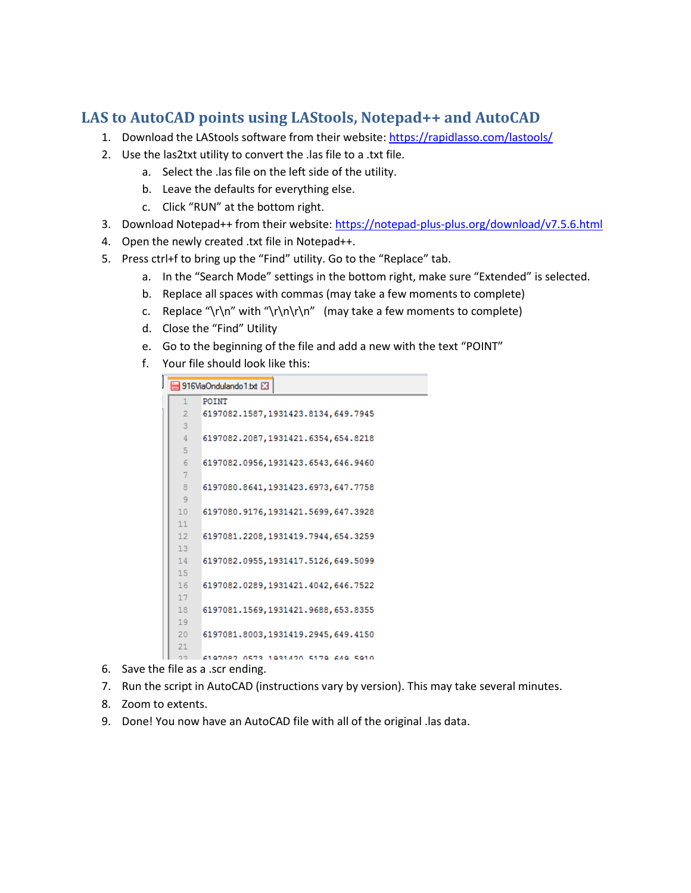## LAS to AutoCAD points using LAStools, Notepad++ and AutoCAD

1. Download the LAStools software from their website: https://rapidlasso.com/lastools/
2. Use the las2txt utility to convert the .las file to a .txt file.
   a. Select the .las file on the left side of the utility.
   b. Leave the defaults for everything else.
   c. Click "RUN" at the bottom right.
3. Download Notepad++ from their website: https://notepad-plus-plus.org/download/v7.5.6.html
4. Open the newly created .txt file in Notepad++.
5. Press ctrl+f to bring up the "Find" utility. Go to the "Replace" tab.
   a. In the "Search Mode" settings in the bottom right, make sure "Extended" is selected.
   b. Replace all spaces with commas (may take a few moments to complete)
   c. Replace "\r\n" with "\r\n\r\n" (may take a few moments to complete)
   d. Close the "Find" Utility
   e. Go to the beginning of the file and add a new with the text "POINT"
   f. Your file should look like this:

```
916ViaOndulando1.txt
1   POINT
2   6197082.1587,1931423.8134,649.7945
3
4   6197082.2087,1931421.6354,654.8218
5
6   6197082.0956,1931423.6543,646.9460
7
8   6197080.8641,1931423.6973,647.7758
9
10  6197080.9176,1931421.5699,647.3928
11
12  6197081.2208,1931419.7944,654.3259
13
14  6197082.0955,1931417.5126,649.5099
15
16  6197082.0289,1931421.4042,646.7522
17
18  6197081.1569,1931421.9688,653.8355
19
20  6197081.8003,1931419.2945,649.4150
21
22  6197082.0573,1931420.5179,649.5910
```

6. Save the file as a .scr ending.
7. Run the script in AutoCAD (instructions vary by version). This may take several minutes.
8. Zoom to extents.
9. Done! You now have an AutoCAD file with all of the original .las data.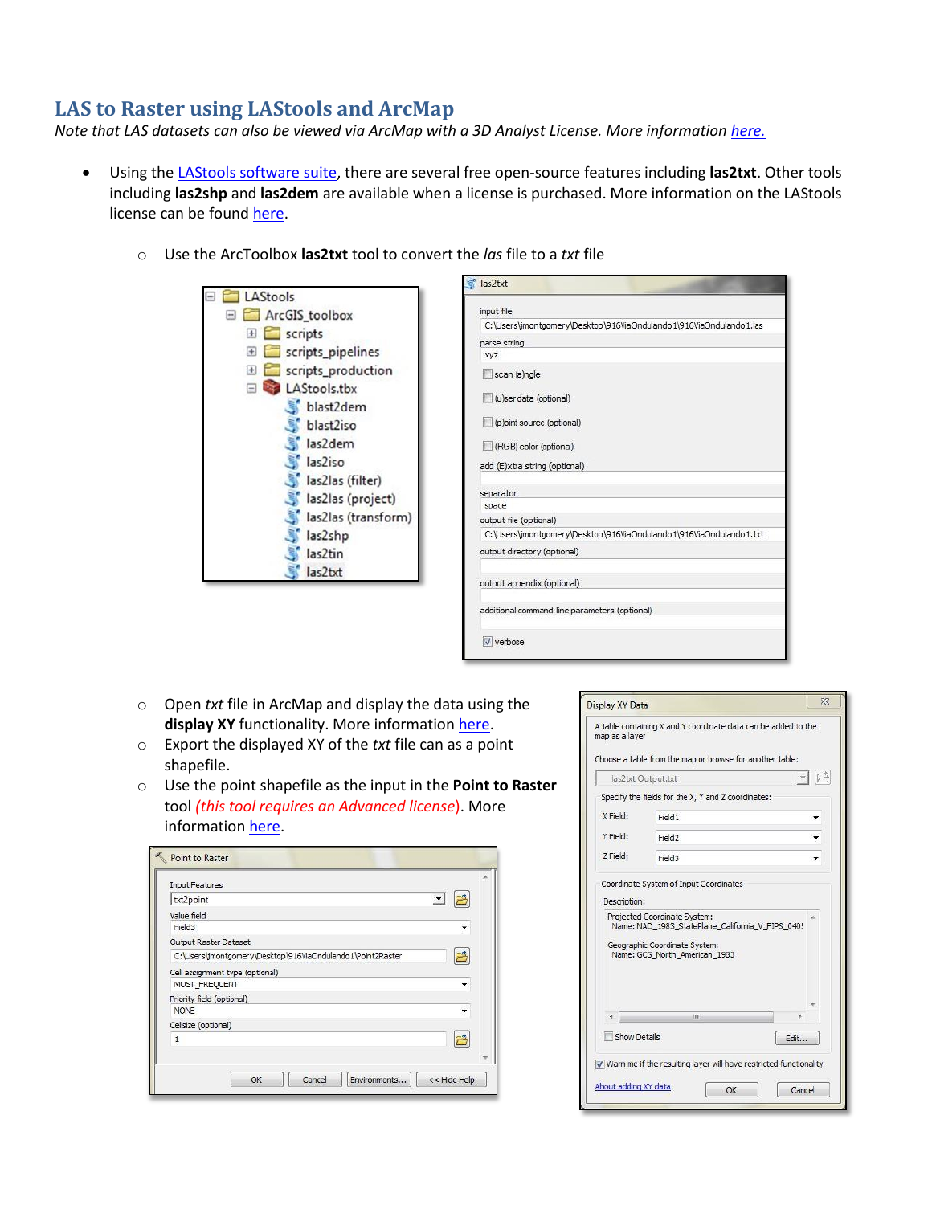## LAS to Raster using LAStools and ArcMap

*Note that LAS datasets can also be viewed via ArcMap with a 3D Analyst License. More information here.*

- Using the LAStools software suite, there are several free open-source features including **las2txt**. Other tools including **las2shp** and **las2dem** are available when a license is purchased. More information on the LAStools license can be found here.
  - Use the ArcToolbox **las2txt** tool to convert the *las* file to a *txt* file
  - Open *txt* file in ArcMap and display the data using the **display XY** functionality. More information here.
  - Export the displayed XY of the *txt* file can as a point shapefile.
  - Use the point shapefile as the input in the **Point to Raster** tool *(this tool requires an Advanced license)*. More information here.